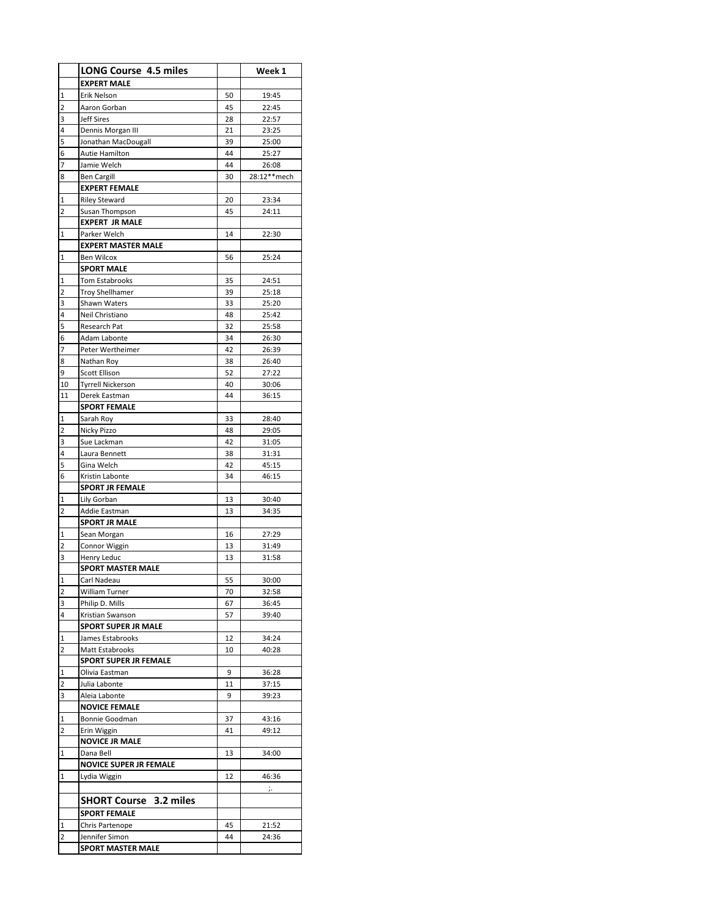|  | LONG Course 4.5 miles |  | Week 1 |
|---|---|---|---|
|  | **EXPERT MALE** |  |  |
| 1 | Erik Nelson | 50 | 19:45 |
| 2 | Aaron Gorban | 45 | 22:45 |
| 3 | Jeff Sires | 28 | 22:57 |
| 4 | Dennis Morgan III | 21 | 23:25 |
| 5 | Jonathan MacDougall | 39 | 25:00 |
| 6 | Autie Hamilton | 44 | 25:27 |
| 7 | Jamie Welch | 44 | 26:08 |
| 8 | Ben Cargill | 30 | 28:12**mech |
|  | **EXPERT FEMALE** |  |  |
| 1 | Riley Steward | 20 | 23:34 |
| 2 | Susan Thompson | 45 | 24:11 |
|  | **EXPERT JR MALE** |  |  |
| 1 | Parker Welch | 14 | 22:30 |
|  | **EXPERT MASTER MALE** |  |  |
| 1 | Ben Wilcox | 56 | 25:24 |
|  | **SPORT MALE** |  |  |
| 1 | Tom Estabrooks | 35 | 24:51 |
| 2 | Troy Shellhamer | 39 | 25:18 |
| 3 | Shawn Waters | 33 | 25:20 |
| 4 | Neil Christiano | 48 | 25:42 |
| 5 | Research Pat | 32 | 25:58 |
| 6 | Adam Labonte | 34 | 26:30 |
| 7 | Peter Wertheimer | 42 | 26:39 |
| 8 | Nathan Roy | 38 | 26:40 |
| 9 | Scott Ellison | 52 | 27:22 |
| 10 | Tyrrell Nickerson | 40 | 30:06 |
| 11 | Derek Eastman | 44 | 36:15 |
|  | **SPORT FEMALE** |  |  |
| 1 | Sarah Roy | 33 | 28:40 |
| 2 | Nicky Pizzo | 48 | 29:05 |
| 3 | Sue Lackman | 42 | 31:05 |
| 4 | Laura Bennett | 38 | 31:31 |
| 5 | Gina Welch | 42 | 45:15 |
| 6 | Kristin Labonte | 34 | 46:15 |
|  | **SPORT JR FEMALE** |  |  |
| 1 | Lily Gorban | 13 | 30:40 |
| 2 | Addie Eastman | 13 | 34:35 |
|  | **SPORT JR MALE** |  |  |
| 1 | Sean Morgan | 16 | 27:29 |
| 2 | Connor Wiggin | 13 | 31:49 |
| 3 | Henry Leduc | 13 | 31:58 |
|  | **SPORT MASTER MALE** |  |  |
| 1 | Carl Nadeau | 55 | 30:00 |
| 2 | William Turner | 70 | 32:58 |
| 3 | Philip D. Mills | 67 | 36:45 |
| 4 | Kristian Swanson | 57 | 39:40 |
|  | **SPORT SUPER JR MALE** |  |  |
| 1 | James Estabrooks | 12 | 34:24 |
| 2 | Matt Estabrooks | 10 | 40:28 |
|  | **SPORT SUPER JR FEMALE** |  |  |
| 1 | Olivia Eastman | 9 | 36:28 |
| 2 | Julia Labonte | 11 | 37:15 |
| 3 | Aleia Labonte | 9 | 39:23 |
|  | **NOVICE FEMALE** |  |  |
| 1 | Bonnie Goodman | 37 | 43:16 |
| 2 | Erin Wiggin | 41 | 49:12 |
|  | **NOVICE JR MALE** |  |  |
| 1 | Dana Bell | 13 | 34:00 |
|  | **NOVICE SUPER JR FEMALE** |  |  |
| 1 | Lydia Wiggin | 12 | 46:36 |
|  |  |  | ;. |
|  | **SHORT Course 3.2 miles** |  |  |
|  | **SPORT FEMALE** |  |  |
| 1 | Chris Partenope | 45 | 21:52 |
| 2 | Jennifer Simon | 44 | 24:36 |
|  | **SPORT MASTER MALE** |  |  |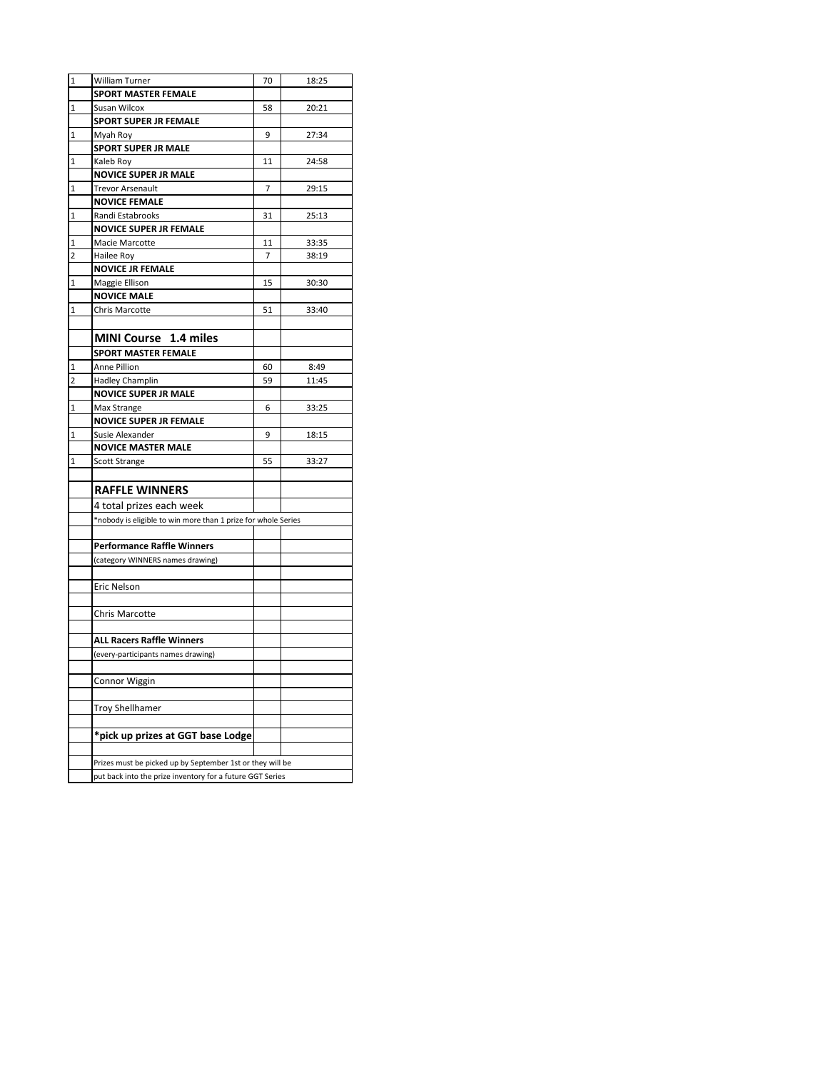| | | | |
|---|---|---|---|
| 1 | William Turner | 70 | 18:25 |
| | **SPORT MASTER FEMALE** | | |
| 1 | Susan Wilcox | 58 | 20:21 |
| | **SPORT SUPER JR FEMALE** | | |
| 1 | Myah Roy | 9 | 27:34 |
| | **SPORT SUPER JR MALE** | | |
| 1 | Kaleb Roy | 11 | 24:58 |
| | **NOVICE SUPER JR MALE** | | |
| 1 | Trevor Arsenault | 7 | 29:15 |
| | **NOVICE FEMALE** | | |
| 1 | Randi Estabrooks | 31 | 25:13 |
| | **NOVICE SUPER JR FEMALE** | | |
| 1 | Macie Marcotte | 11 | 33:35 |
| 2 | Hailee Roy | 7 | 38:19 |
| | **NOVICE JR FEMALE** | | |
| 1 | Maggie Ellison | 15 | 30:30 |
| | **NOVICE MALE** | | |
| 1 | Chris Marcotte | 51 | 33:40 |
| | | | |
| | **MINI Course 1.4 miles** | | |
| | **SPORT MASTER FEMALE** | | |
| 1 | Anne Pillion | 60 | 8:49 |
| 2 | Hadley Champlin | 59 | 11:45 |
| | **NOVICE SUPER JR MALE** | | |
| 1 | Max Strange | 6 | 33:25 |
| | **NOVICE SUPER JR FEMALE** | | |
| 1 | Susie Alexander | 9 | 18:15 |
| | **NOVICE MASTER MALE** | | |
| 1 | Scott Strange | 55 | 33:27 |
| | | | |
| | **RAFFLE WINNERS** | | |
| | 4 total prizes each week | | |
| | *nobody is eligible to win more than 1 prize for whole Series | | |
| | | | |
| | **Performance Raffle Winners** | | |
| | (category WINNERS names drawing) | | |
| | | | |
| | Eric Nelson | | |
| | | | |
| | Chris Marcotte | | |
| | | | |
| | **ALL Racers Raffle Winners** | | |
| | (every-participants names drawing) | | |
| | | | |
| | Connor Wiggin | | |
| | | | |
| | Troy Shellhamer | | |
| | | | |
| | ***pick up prizes at GGT base Lodge** | | |
| | | | |
| | Prizes must be picked up by September 1st or they will be | | |
| | put back into the prize inventory for a future GGT Series | | |